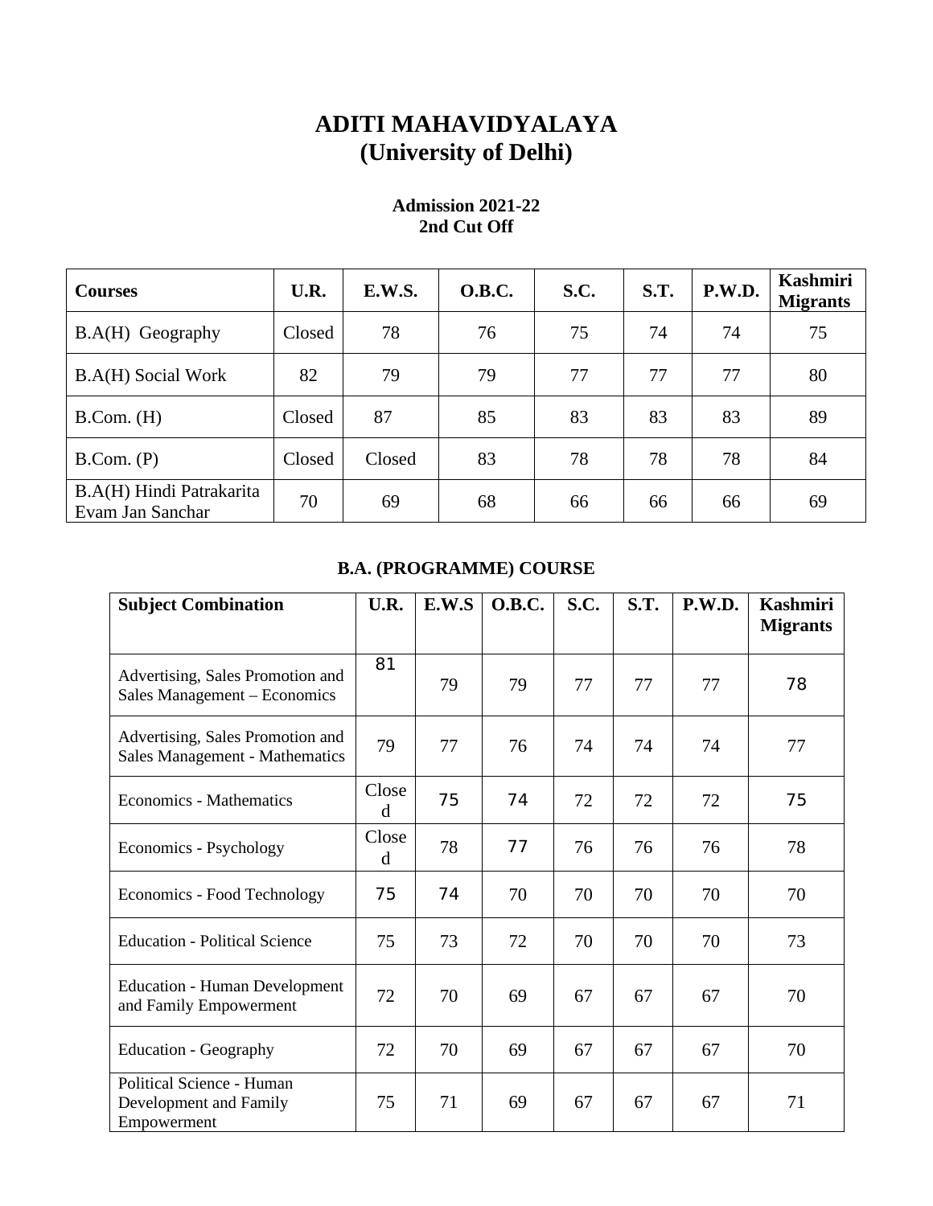# ADITI MAHAVIDYALAYA
# (University of Delhi)

**Admission 2021-22**
**2nd Cut Off**

| Courses | U.R. | E.W.S. | O.B.C. | S.C. | S.T. | P.W.D. | Kashmiri Migrants |
|---|---|---|---|---|---|---|---|
| B.A(H) Geography | Closed | 78 | 76 | 75 | 74 | 74 | 75 |
| B.A(H) Social Work | 82 | 79 | 79 | 77 | 77 | 77 | 80 |
| B.Com. (H) | Closed | 87 | 85 | 83 | 83 | 83 | 89 |
| B.Com. (P) | Closed | Closed | 83 | 78 | 78 | 78 | 84 |
| B.A(H) Hindi Patrakarita Evam Jan Sanchar | 70 | 69 | 68 | 66 | 66 | 66 | 69 |

**B.A. (PROGRAMME) COURSE**

| Subject Combination | U.R. | E.W.S | O.B.C. | S.C. | S.T. | P.W.D. | Kashmiri Migrants |
|---|---|---|---|---|---|---|---|
| Advertising, Sales Promotion and Sales Management – Economics | 81 | 79 | 79 | 77 | 77 | 77 | 78 |
| Advertising, Sales Promotion and Sales Management - Mathematics | 79 | 77 | 76 | 74 | 74 | 74 | 77 |
| Economics - Mathematics | Closed | 75 | 74 | 72 | 72 | 72 | 75 |
| Economics - Psychology | Closed | 78 | 77 | 76 | 76 | 76 | 78 |
| Economics - Food Technology | 75 | 74 | 70 | 70 | 70 | 70 | 70 |
| Education - Political Science | 75 | 73 | 72 | 70 | 70 | 70 | 73 |
| Education - Human Development and Family Empowerment | 72 | 70 | 69 | 67 | 67 | 67 | 70 |
| Education - Geography | 72 | 70 | 69 | 67 | 67 | 67 | 70 |
| Political Science - Human Development and Family Empowerment | 75 | 71 | 69 | 67 | 67 | 67 | 71 |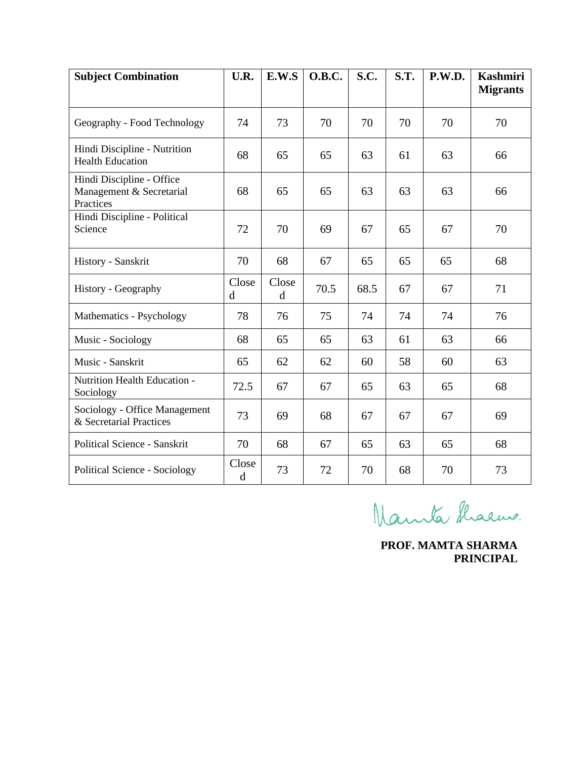| Subject Combination | U.R. | E.W.S | O.B.C. | S.C. | S.T. | P.W.D. | Kashmiri Migrants |
|---|---|---|---|---|---|---|---|
| Geography - Food Technology | 74 | 73 | 70 | 70 | 70 | 70 | 70 |
| Hindi Discipline - Nutrition Health Education | 68 | 65 | 65 | 63 | 61 | 63 | 66 |
| Hindi Discipline - Office Management & Secretarial Practices | 68 | 65 | 65 | 63 | 63 | 63 | 66 |
| Hindi Discipline - Political Science | 72 | 70 | 69 | 67 | 65 | 67 | 70 |
| History - Sanskrit | 70 | 68 | 67 | 65 | 65 | 65 | 68 |
| History - Geography | Closed | Closed | 70.5 | 68.5 | 67 | 67 | 71 |
| Mathematics - Psychology | 78 | 76 | 75 | 74 | 74 | 74 | 76 |
| Music - Sociology | 68 | 65 | 65 | 63 | 61 | 63 | 66 |
| Music - Sanskrit | 65 | 62 | 62 | 60 | 58 | 60 | 63 |
| Nutrition Health Education - Sociology | 72.5 | 67 | 67 | 65 | 63 | 65 | 68 |
| Sociology - Office Management & Secretarial Practices | 73 | 69 | 68 | 67 | 67 | 67 | 69 |
| Political Science - Sanskrit | 70 | 68 | 67 | 65 | 63 | 65 | 68 |
| Political Science - Sociology | Closed | 73 | 72 | 70 | 68 | 70 | 73 |

Mamta Sharma

**PROF. MAMTA SHARMA**
**PRINCIPAL**